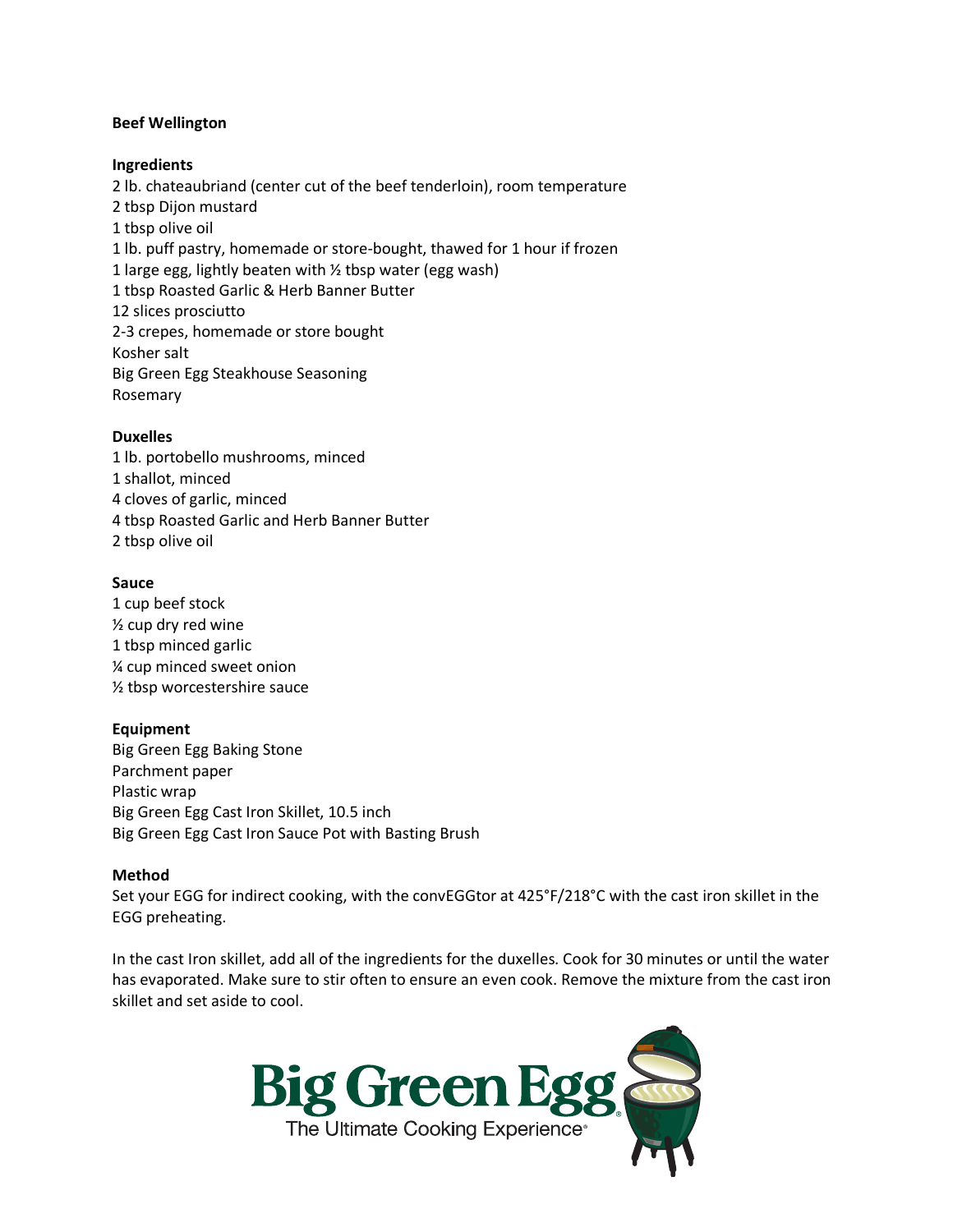**Beef Wellington**

**Ingredients**

2 lb. chateaubriand (center cut of the beef tenderloin), room temperature
2 tbsp Dijon mustard
1 tbsp olive oil
1 lb. puff pastry, homemade or store-bought, thawed for 1 hour if frozen
1 large egg, lightly beaten with ½ tbsp water (egg wash)
1 tbsp Roasted Garlic & Herb Banner Butter
12 slices prosciutto
2-3 crepes, homemade or store bought
Kosher salt
Big Green Egg Steakhouse Seasoning
Rosemary

**Duxelles**

1 lb. portobello mushrooms, minced
1 shallot, minced
4 cloves of garlic, minced
4 tbsp Roasted Garlic and Herb Banner Butter
2 tbsp olive oil

**Sauce**

1 cup beef stock
½ cup dry red wine
1 tbsp minced garlic
¼ cup minced sweet onion
½ tbsp worcestershire sauce

**Equipment**

Big Green Egg Baking Stone
Parchment paper
Plastic wrap
Big Green Egg Cast Iron Skillet, 10.5 inch
Big Green Egg Cast Iron Sauce Pot with Basting Brush

**Method**

Set your EGG for indirect cooking, with the convEGGtor at 425°F/218°C with the cast iron skillet in the EGG preheating.

In the cast Iron skillet, add all of the ingredients for the duxelles. Cook for 30 minutes or until the water has evaporated. Make sure to stir often to ensure an even cook. Remove the mixture from the cast iron skillet and set aside to cool.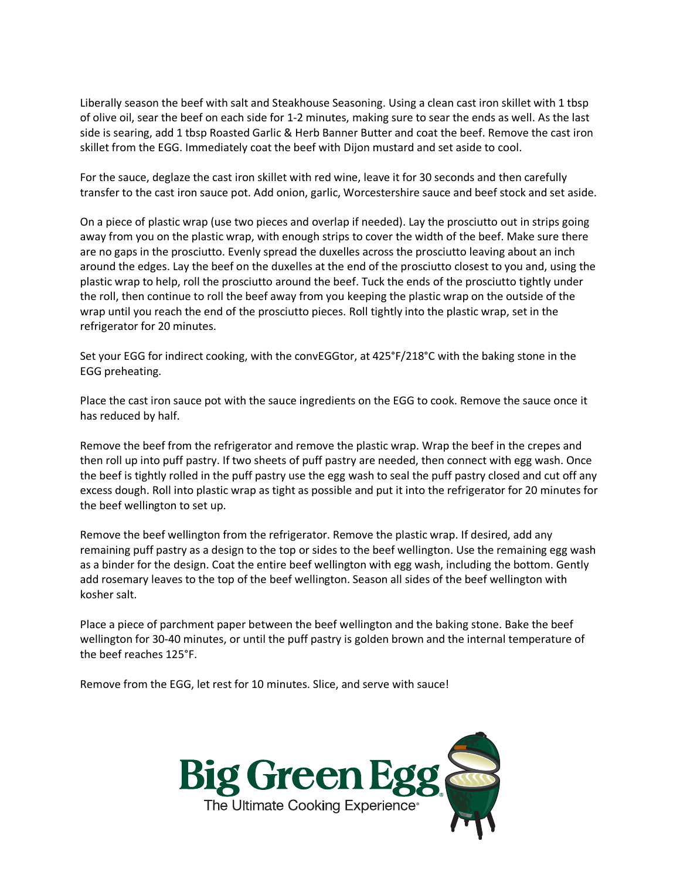Liberally season the beef with salt and Steakhouse Seasoning. Using a clean cast iron skillet with 1 tbsp of olive oil, sear the beef on each side for 1-2 minutes, making sure to sear the ends as well. As the last side is searing, add 1 tbsp Roasted Garlic & Herb Banner Butter and coat the beef. Remove the cast iron skillet from the EGG. Immediately coat the beef with Dijon mustard and set aside to cool.

For the sauce, deglaze the cast iron skillet with red wine, leave it for 30 seconds and then carefully transfer to the cast iron sauce pot. Add onion, garlic, Worcestershire sauce and beef stock and set aside.

On a piece of plastic wrap (use two pieces and overlap if needed). Lay the prosciutto out in strips going away from you on the plastic wrap, with enough strips to cover the width of the beef. Make sure there are no gaps in the prosciutto. Evenly spread the duxelles across the prosciutto leaving about an inch around the edges. Lay the beef on the duxelles at the end of the prosciutto closest to you and, using the plastic wrap to help, roll the prosciutto around the beef. Tuck the ends of the prosciutto tightly under the roll, then continue to roll the beef away from you keeping the plastic wrap on the outside of the wrap until you reach the end of the prosciutto pieces. Roll tightly into the plastic wrap, set in the refrigerator for 20 minutes.

Set your EGG for indirect cooking, with the convEGGtor, at 425°F/218°C with the baking stone in the EGG preheating.

Place the cast iron sauce pot with the sauce ingredients on the EGG to cook. Remove the sauce once it has reduced by half.

Remove the beef from the refrigerator and remove the plastic wrap. Wrap the beef in the crepes and then roll up into puff pastry. If two sheets of puff pastry are needed, then connect with egg wash. Once the beef is tightly rolled in the puff pastry use the egg wash to seal the puff pastry closed and cut off any excess dough. Roll into plastic wrap as tight as possible and put it into the refrigerator for 20 minutes for the beef wellington to set up.

Remove the beef wellington from the refrigerator. Remove the plastic wrap. If desired, add any remaining puff pastry as a design to the top or sides to the beef wellington. Use the remaining egg wash as a binder for the design. Coat the entire beef wellington with egg wash, including the bottom. Gently add rosemary leaves to the top of the beef wellington. Season all sides of the beef wellington with kosher salt.

Place a piece of parchment paper between the beef wellington and the baking stone. Bake the beef wellington for 30-40 minutes, or until the puff pastry is golden brown and the internal temperature of the beef reaches 125°F.

Remove from the EGG, let rest for 10 minutes. Slice, and serve with sauce!

Big Green Egg
The Ultimate Cooking Experience®